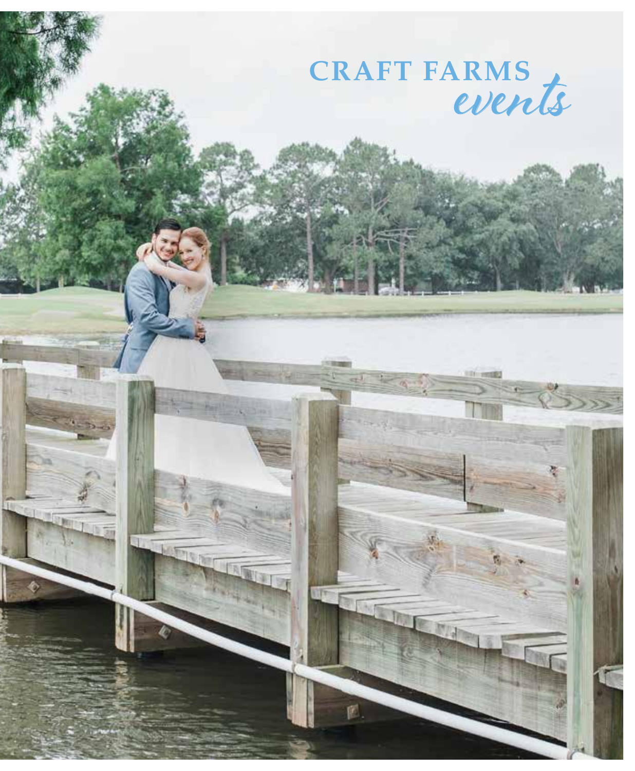# CRAFT FARMS *events*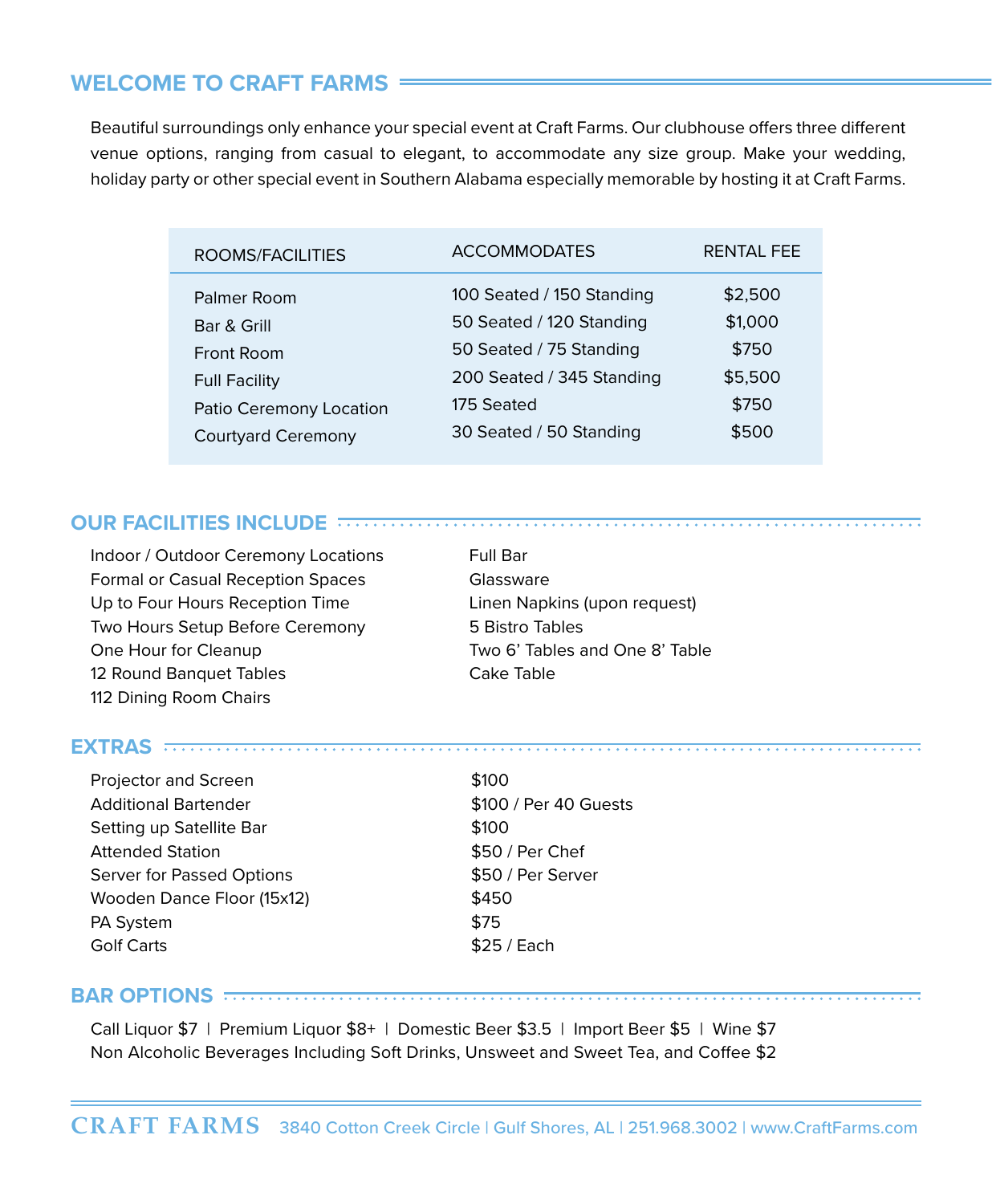## WELCOME TO CRAFT FARMS

Beautiful surroundings only enhance your special event at Craft Farms. Our clubhouse offers three different venue options, ranging from casual to elegant, to accommodate any size group. Make your wedding, holiday party or other special event in Southern Alabama especially memorable by hosting it at Craft Farms.

| ROOMS/FACILITIES | ACCOMMODATES | RENTAL FEE |
|---|---|---|
| Palmer Room | 100 Seated / 150 Standing | $2,500 |
| Bar & Grill | 50 Seated / 120 Standing | $1,000 |
| Front Room | 50 Seated / 75 Standing | $750 |
| Full Facility | 200 Seated / 345 Standing | $5,500 |
| Patio Ceremony Location | 175 Seated | $750 |
| Courtyard Ceremony | 30 Seated / 50 Standing | $500 |

## OUR FACILITIES INCLUDE

- Indoor / Outdoor Ceremony Locations
- Formal or Casual Reception Spaces
- Up to Four Hours Reception Time
- Two Hours Setup Before Ceremony
- One Hour for Cleanup
- 12 Round Banquet Tables
- 112 Dining Room Chairs
- Full Bar
- Glassware
- Linen Napkins (upon request)
- 5 Bistro Tables
- Two 6' Tables and One 8' Table
- Cake Table

## EXTRAS

| | |
|---|---|
| Projector and Screen | $100 |
| Additional Bartender | $100 / Per 40 Guests |
| Setting up Satellite Bar | $100 |
| Attended Station | $50 / Per Chef |
| Server for Passed Options | $50 / Per Server |
| Wooden Dance Floor (15x12) | $450 |
| PA System | $75 |
| Golf Carts | $25 / Each |

## BAR OPTIONS

Call Liquor $7 | Premium Liquor $8+ | Domestic Beer $3.5 | Import Beer $5 | Wine $7
Non Alcoholic Beverages Including Soft Drinks, Unsweet and Sweet Tea, and Coffee $2

**CRAFT FARMS** 3840 Cotton Creek Circle | Gulf Shores, AL | 251.968.3002 | www.CraftFarms.com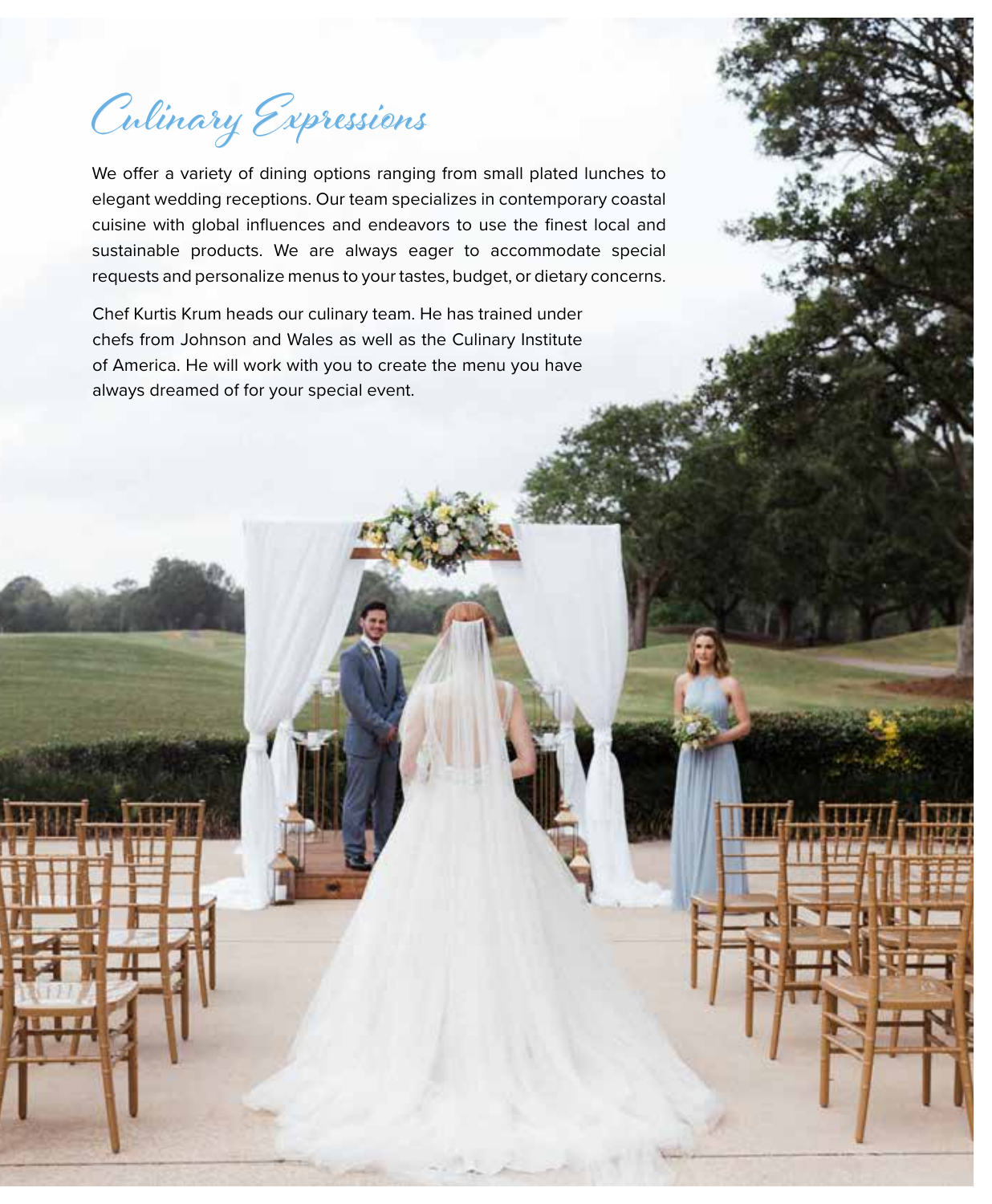# Culinary Expressions

We offer a variety of dining options ranging from small plated lunches to elegant wedding receptions. Our team specializes in contemporary coastal cuisine with global influences and endeavors to use the finest local and sustainable products. We are always eager to accommodate special requests and personalize menus to your tastes, budget, or dietary concerns.

Chef Kurtis Krum heads our culinary team. He has trained under chefs from Johnson and Wales as well as the Culinary Institute of America. He will work with you to create the menu you have always dreamed of for your special event.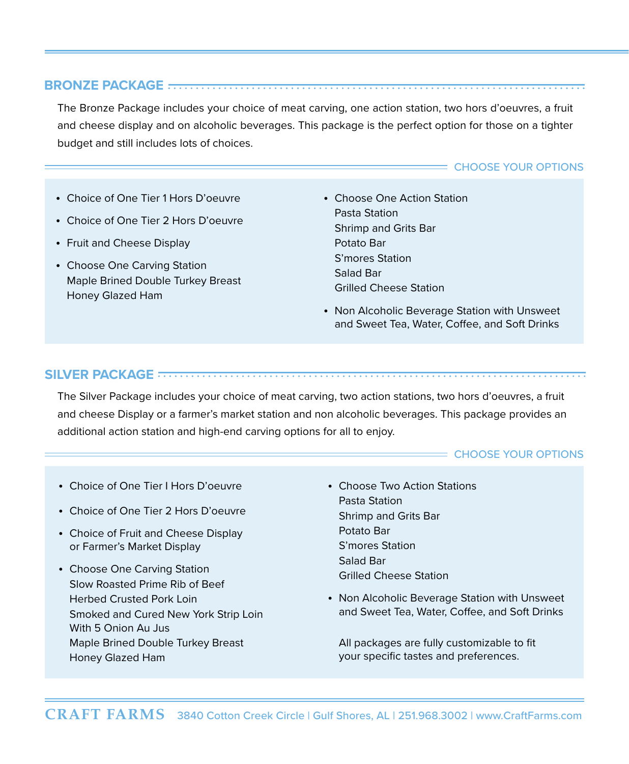## BRONZE PACKAGE

The Bronze Package includes your choice of meat carving, one action station, two hors d'oeuvres, a fruit and cheese display and on alcoholic beverages. This package is the perfect option for those on a tighter budget and still includes lots of choices.

### CHOOSE YOUR OPTIONS

- Choice of One Tier 1 Hors D'oeuvre
- Choice of One Tier 2 Hors D'oeuvre
- Fruit and Cheese Display
- Choose One Carving Station
  Maple Brined Double Turkey Breast
  Honey Glazed Ham
- Choose One Action Station
  Pasta Station
  Shrimp and Grits Bar
  Potato Bar
  S'mores Station
  Salad Bar
  Grilled Cheese Station
- Non Alcoholic Beverage Station with Unsweet and Sweet Tea, Water, Coffee, and Soft Drinks

## SILVER PACKAGE

The Silver Package includes your choice of meat carving, two action stations, two hors d'oeuvres, a fruit and cheese Display or a farmer's market station and non alcoholic beverages. This package provides an additional action station and high-end carving options for all to enjoy.

### CHOOSE YOUR OPTIONS

- Choice of One Tier I Hors D'oeuvre
- Choice of One Tier 2 Hors D'oeuvre
- Choice of Fruit and Cheese Display or Farmer's Market Display
- Choose One Carving Station
  Slow Roasted Prime Rib of Beef
  Herbed Crusted Pork Loin
  Smoked and Cured New York Strip Loin With 5 Onion Au Jus
  Maple Brined Double Turkey Breast
  Honey Glazed Ham
- Choose Two Action Stations
  Pasta Station
  Shrimp and Grits Bar
  Potato Bar
  S'mores Station
  Salad Bar
  Grilled Cheese Station
- Non Alcoholic Beverage Station with Unsweet and Sweet Tea, Water, Coffee, and Soft Drinks

All packages are fully customizable to fit your specific tastes and preferences.

**CRAFT FARMS** 3840 Cotton Creek Circle | Gulf Shores, AL | 251.968.3002 | www.CraftFarms.com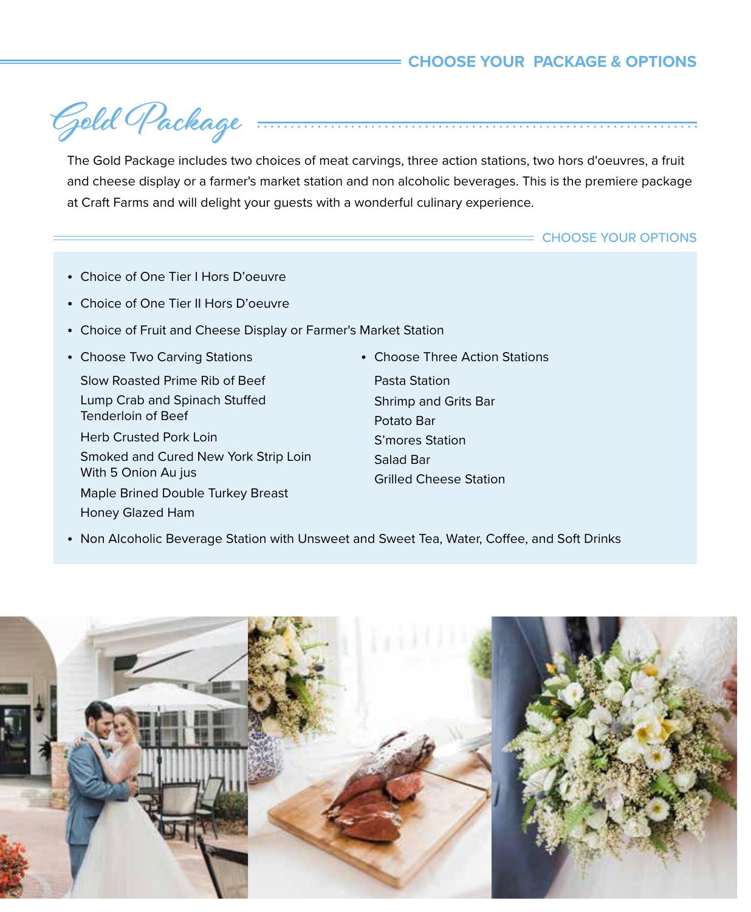## CHOOSE YOUR PACKAGE & OPTIONS

# Gold Package

The Gold Package includes two choices of meat carvings, three action stations, two hors d'oeuvres, a fruit and cheese display or a farmer's market station and non alcoholic beverages. This is the premiere package at Craft Farms and will delight your guests with a wonderful culinary experience.

### CHOOSE YOUR OPTIONS

- Choice of One Tier I Hors D'oeuvre
- Choice of One Tier II Hors D'oeuvre
- Choice of Fruit and Cheese Display or Farmer's Market Station
- Choose Two Carving Stations

  Slow Roasted Prime Rib of Beef

  Lump Crab and Spinach Stuffed Tenderloin of Beef

  Herb Crusted Pork Loin

  Smoked and Cured New York Strip Loin With 5 Onion Au jus

  Maple Brined Double Turkey Breast

  Honey Glazed Ham

- Choose Three Action Stations

  Pasta Station

  Shrimp and Grits Bar

  Potato Bar

  S'mores Station

  Salad Bar

  Grilled Cheese Station

- Non Alcoholic Beverage Station with Unsweet and Sweet Tea, Water, Coffee, and Soft Drinks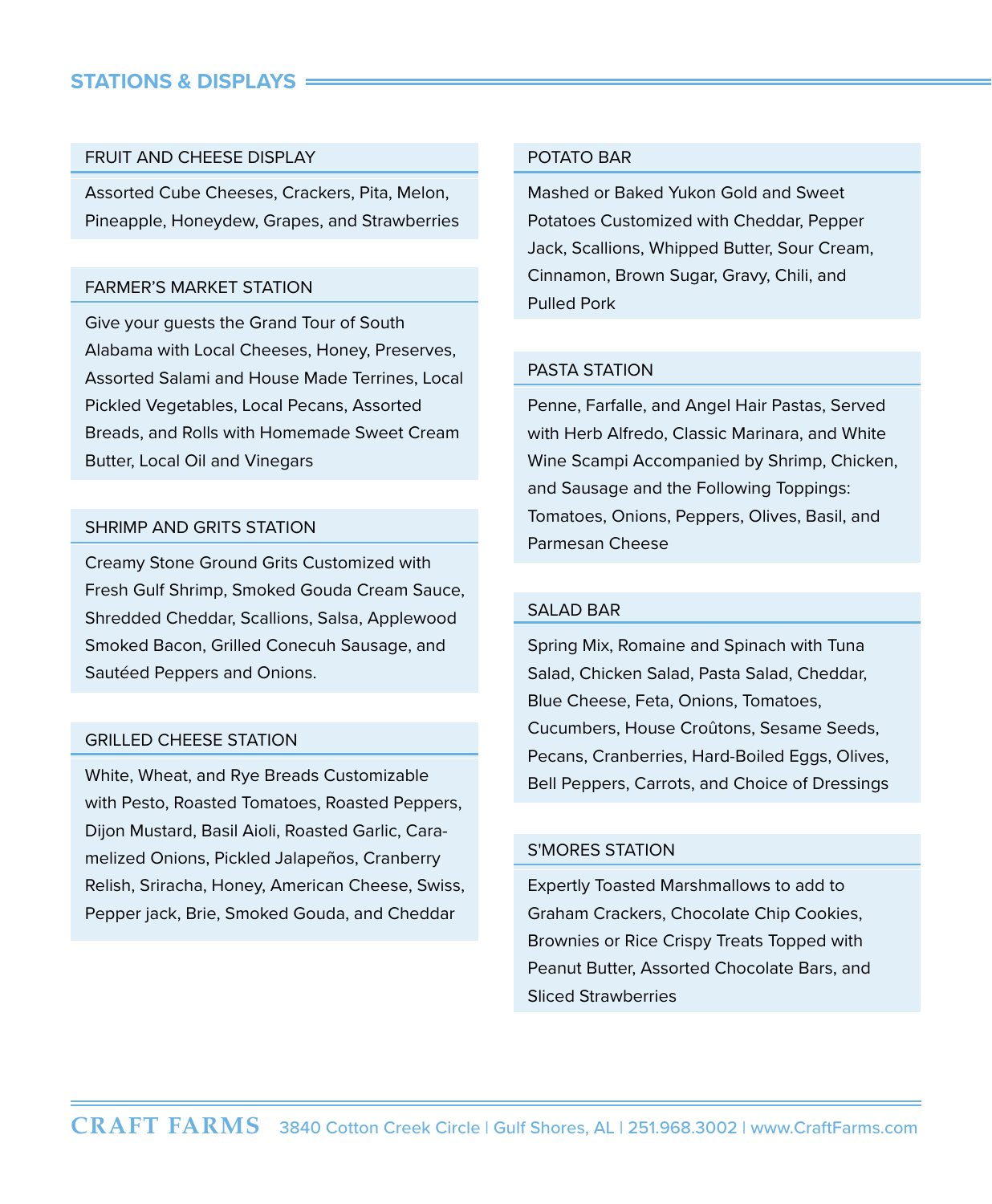## STATIONS & DISPLAYS

### FRUIT AND CHEESE DISPLAY

Assorted Cube Cheeses, Crackers, Pita, Melon, Pineapple, Honeydew, Grapes, and Strawberries

### FARMER'S MARKET STATION

Give your guests the Grand Tour of South Alabama with Local Cheeses, Honey, Preserves, Assorted Salami and House Made Terrines, Local Pickled Vegetables, Local Pecans, Assorted Breads, and Rolls with Homemade Sweet Cream Butter, Local Oil and Vinegars

### SHRIMP AND GRITS STATION

Creamy Stone Ground Grits Customized with Fresh Gulf Shrimp, Smoked Gouda Cream Sauce, Shredded Cheddar, Scallions, Salsa, Applewood Smoked Bacon, Grilled Conecuh Sausage, and Sautéed Peppers and Onions.

### GRILLED CHEESE STATION

White, Wheat, and Rye Breads Customizable with Pesto, Roasted Tomatoes, Roasted Peppers, Dijon Mustard, Basil Aioli, Roasted Garlic, Caramelized Onions, Pickled Jalapeños, Cranberry Relish, Sriracha, Honey, American Cheese, Swiss, Pepper jack, Brie, Smoked Gouda, and Cheddar

### POTATO BAR

Mashed or Baked Yukon Gold and Sweet Potatoes Customized with Cheddar, Pepper Jack, Scallions, Whipped Butter, Sour Cream, Cinnamon, Brown Sugar, Gravy, Chili, and Pulled Pork

### PASTA STATION

Penne, Farfalle, and Angel Hair Pastas, Served with Herb Alfredo, Classic Marinara, and White Wine Scampi Accompanied by Shrimp, Chicken, and Sausage and the Following Toppings: Tomatoes, Onions, Peppers, Olives, Basil, and Parmesan Cheese

### SALAD BAR

Spring Mix, Romaine and Spinach with Tuna Salad, Chicken Salad, Pasta Salad, Cheddar, Blue Cheese, Feta, Onions, Tomatoes, Cucumbers, House Croûtons, Sesame Seeds, Pecans, Cranberries, Hard-Boiled Eggs, Olives, Bell Peppers, Carrots, and Choice of Dressings

### S'MORES STATION

Expertly Toasted Marshmallows to add to Graham Crackers, Chocolate Chip Cookies, Brownies or Rice Crispy Treats Topped with Peanut Butter, Assorted Chocolate Bars, and Sliced Strawberries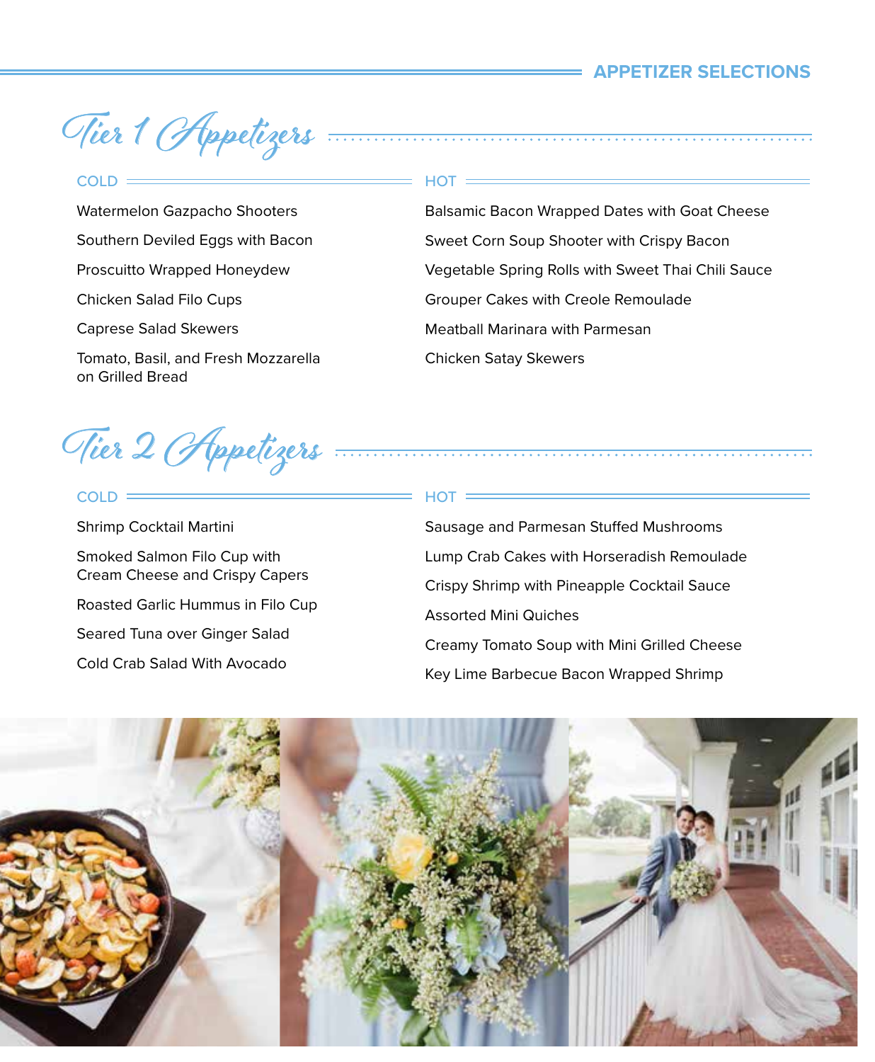## APPETIZER SELECTIONS

# Tier 1 Appetizers

### COLD

- Watermelon Gazpacho Shooters
- Southern Deviled Eggs with Bacon
- Proscuitto Wrapped Honeydew
- Chicken Salad Filo Cups
- Caprese Salad Skewers
- Tomato, Basil, and Fresh Mozzarella on Grilled Bread

### HOT

- Balsamic Bacon Wrapped Dates with Goat Cheese
- Sweet Corn Soup Shooter with Crispy Bacon
- Vegetable Spring Rolls with Sweet Thai Chili Sauce
- Grouper Cakes with Creole Remoulade
- Meatball Marinara with Parmesan
- Chicken Satay Skewers

# Tier 2 Appetizers

### COLD

- Shrimp Cocktail Martini
- Smoked Salmon Filo Cup with Cream Cheese and Crispy Capers
- Roasted Garlic Hummus in Filo Cup
- Seared Tuna over Ginger Salad
- Cold Crab Salad With Avocado

### HOT

- Sausage and Parmesan Stuffed Mushrooms
- Lump Crab Cakes with Horseradish Remoulade
- Crispy Shrimp with Pineapple Cocktail Sauce
- Assorted Mini Quiches
- Creamy Tomato Soup with Mini Grilled Cheese
- Key Lime Barbecue Bacon Wrapped Shrimp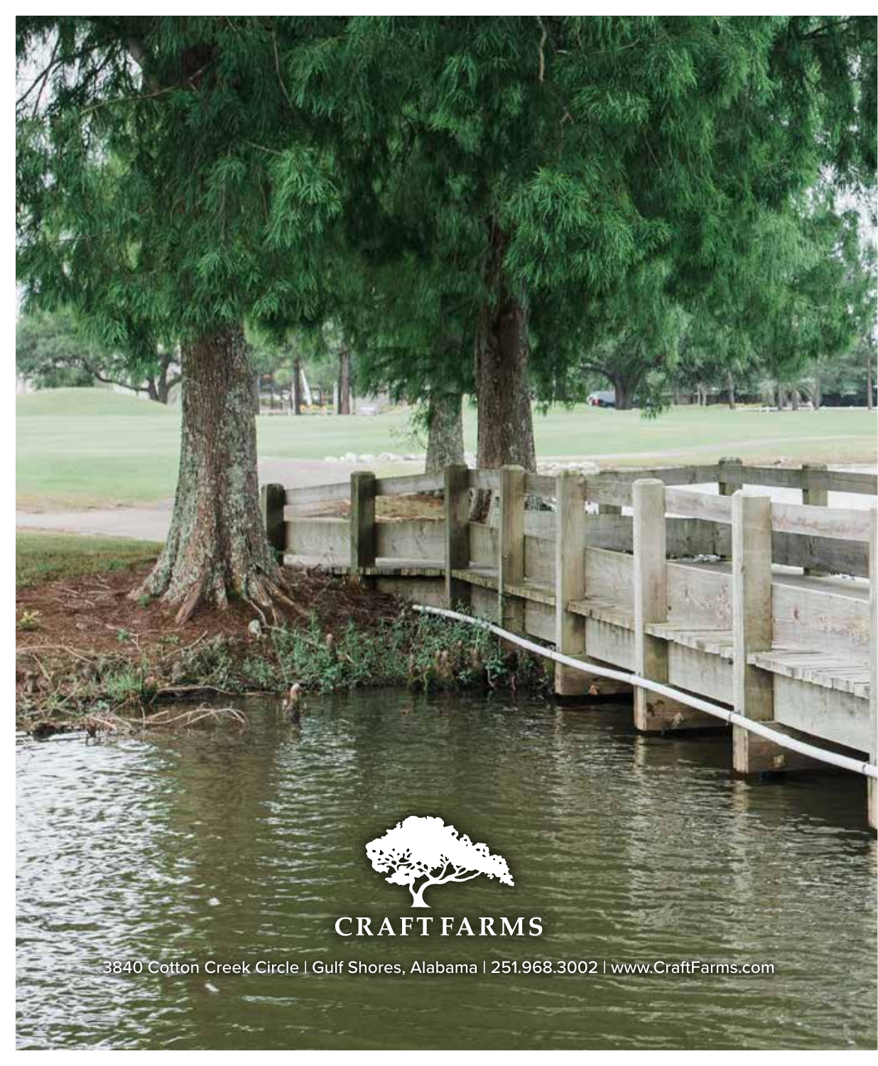CRAFT FARMS

3840 Cotton Creek Circle | Gulf Shores, Alabama | 251.968.3002 | www.CraftFarms.com